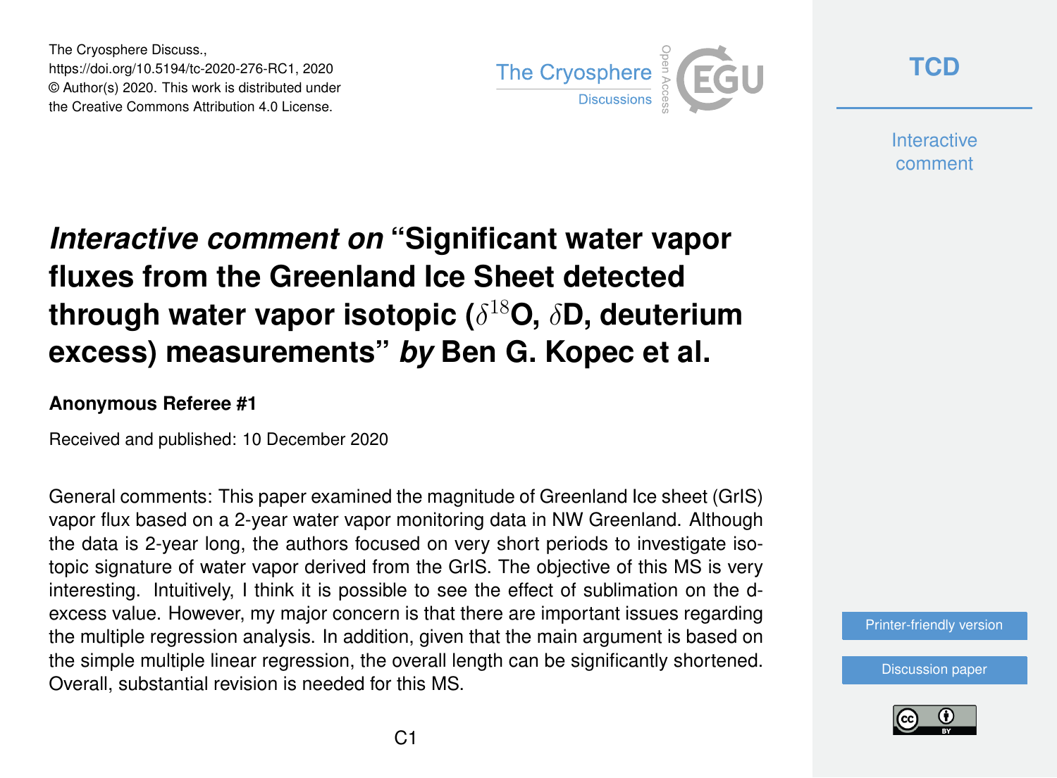# *Interactive comment on* "Significant water vapor fluxes from the Greenland Ice Sheet detected through water vapor isotopic ($\delta^{18}$O, $\delta$D, deuterium excess) measurements" *by* Ben G. Kopec et al.

**Anonymous Referee #1**

Received and published: 10 December 2020

General comments: This paper examined the magnitude of Greenland Ice sheet (GrIS) vapor flux based on a 2-year water vapor monitoring data in NW Greenland. Although the data is 2-year long, the authors focused on very short periods to investigate isotopic signature of water vapor derived from the GrIS. The objective of this MS is very interesting. Intuitively, I think it is possible to see the effect of sublimation on the d-excess value. However, my major concern is that there are important issues regarding the multiple regression analysis. In addition, given that the main argument is based on the simple multiple linear regression, the overall length can be significantly shortened. Overall, substantial revision is needed for this MS.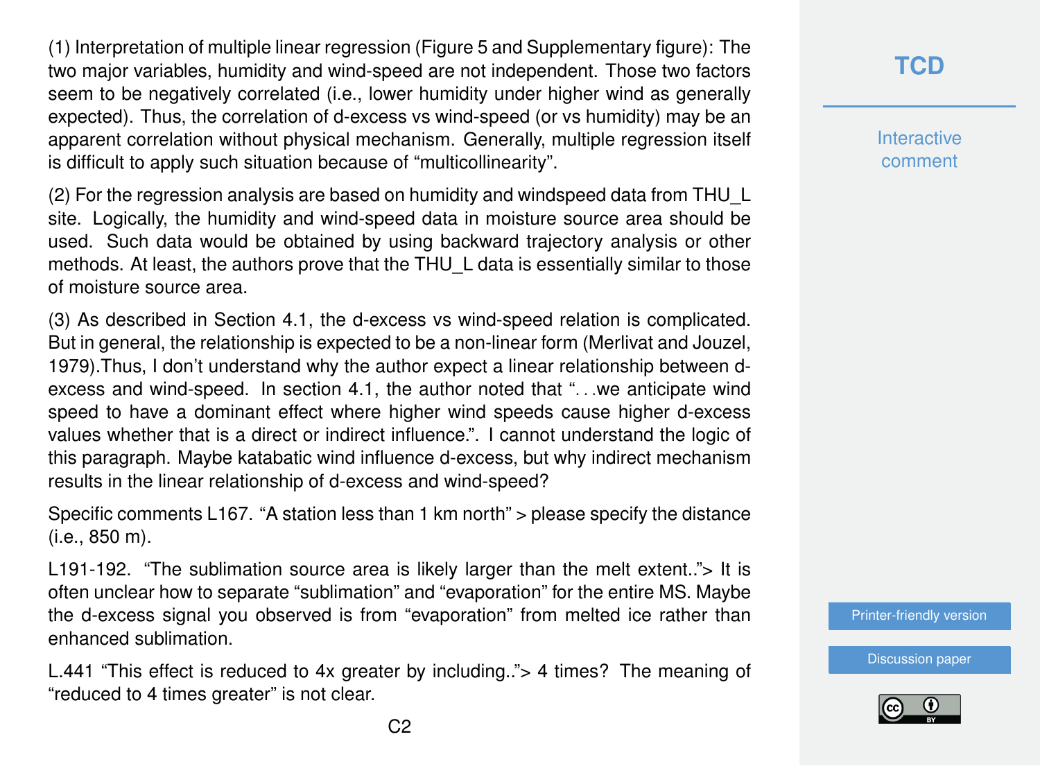(1) Interpretation of multiple linear regression (Figure 5 and Supplementary figure): The two major variables, humidity and wind-speed are not independent. Those two factors seem to be negatively correlated (i.e., lower humidity under higher wind as generally expected). Thus, the correlation of d-excess vs wind-speed (or vs humidity) may be an apparent correlation without physical mechanism. Generally, multiple regression itself is difficult to apply such situation because of "multicollinearity".

(2) For the regression analysis are based on humidity and windspeed data from THU_L site. Logically, the humidity and wind-speed data in moisture source area should be used. Such data would be obtained by using backward trajectory analysis or other methods. At least, the authors prove that the THU_L data is essentially similar to those of moisture source area.

(3) As described in Section 4.1, the d-excess vs wind-speed relation is complicated. But in general, the relationship is expected to be a non-linear form (Merlivat and Jouzel, 1979).Thus, I don't understand why the author expect a linear relationship between d-excess and wind-speed. In section 4.1, the author noted that "...we anticipate wind speed to have a dominant effect where higher wind speeds cause higher d-excess values whether that is a direct or indirect influence.". I cannot understand the logic of this paragraph. Maybe katabatic wind influence d-excess, but why indirect mechanism results in the linear relationship of d-excess and wind-speed?

Specific comments L167. "A station less than 1 km north" > please specify the distance (i.e., 850 m).

L191-192. "The sublimation source area is likely larger than the melt extent.."> It is often unclear how to separate "sublimation" and "evaporation" for the entire MS. Maybe the d-excess signal you observed is from "evaporation" from melted ice rather than enhanced sublimation.

L.441 "This effect is reduced to 4x greater by including.."> 4 times? The meaning of "reduced to 4 times greater" is not clear.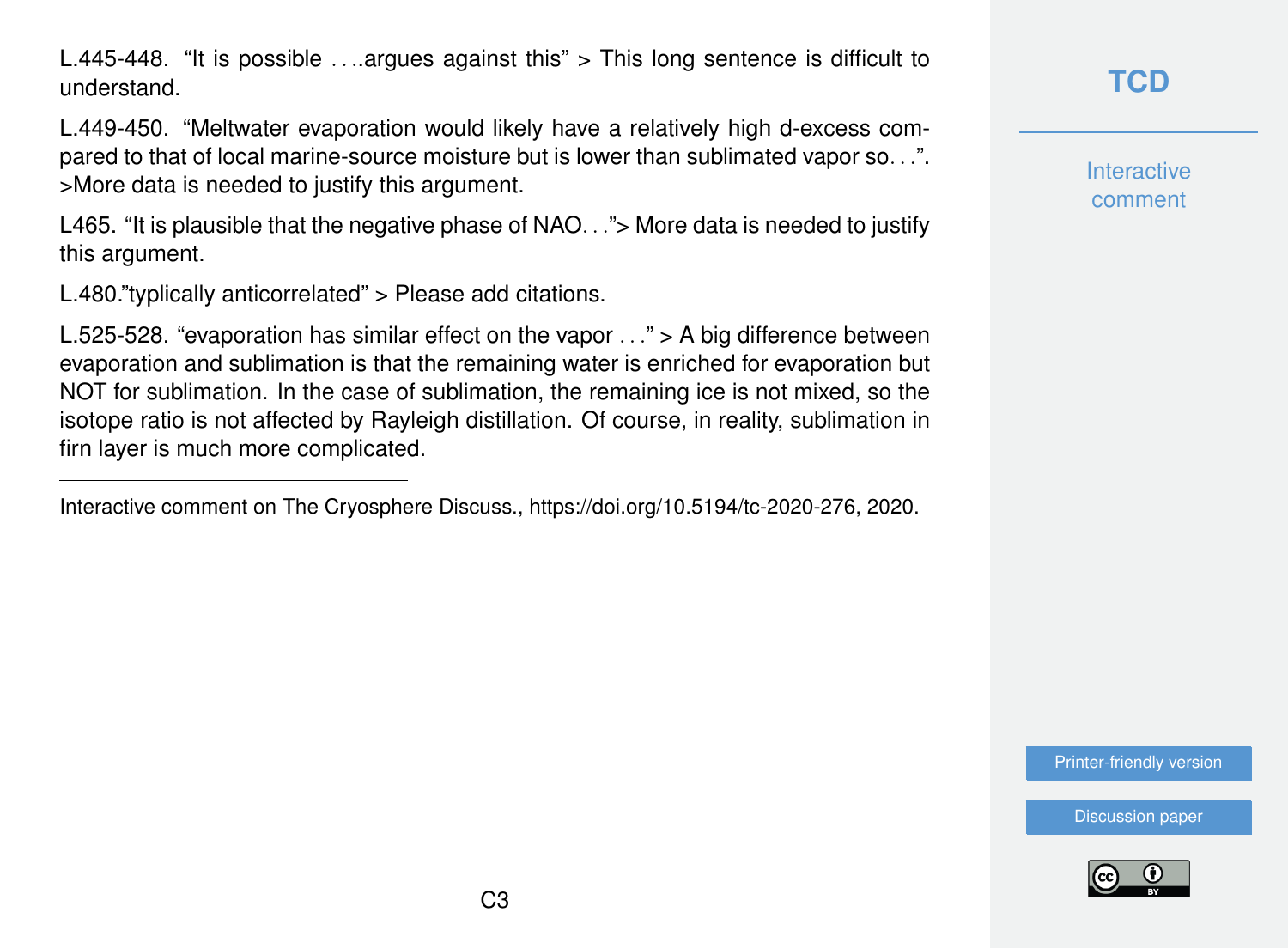L.445-448. "It is possible ....argues against this" > This long sentence is difficult to understand.

L.449-450. "Meltwater evaporation would likely have a relatively high d-excess compared to that of local marine-source moisture but is lower than sublimated vapor so...". >More data is needed to justify this argument.

L465. "It is plausible that the negative phase of NAO..."> More data is needed to justify this argument.

L.480."typlically anticorrelated" > Please add citations.

L.525-528. "evaporation has similar effect on the vapor ..." > A big difference between evaporation and sublimation is that the remaining water is enriched for evaporation but NOT for sublimation. In the case of sublimation, the remaining ice is not mixed, so the isotope ratio is not affected by Rayleigh distillation. Of course, in reality, sublimation in firn layer is much more complicated.

---

Interactive comment on The Cryosphere Discuss., https://doi.org/10.5194/tc-2020-276, 2020.